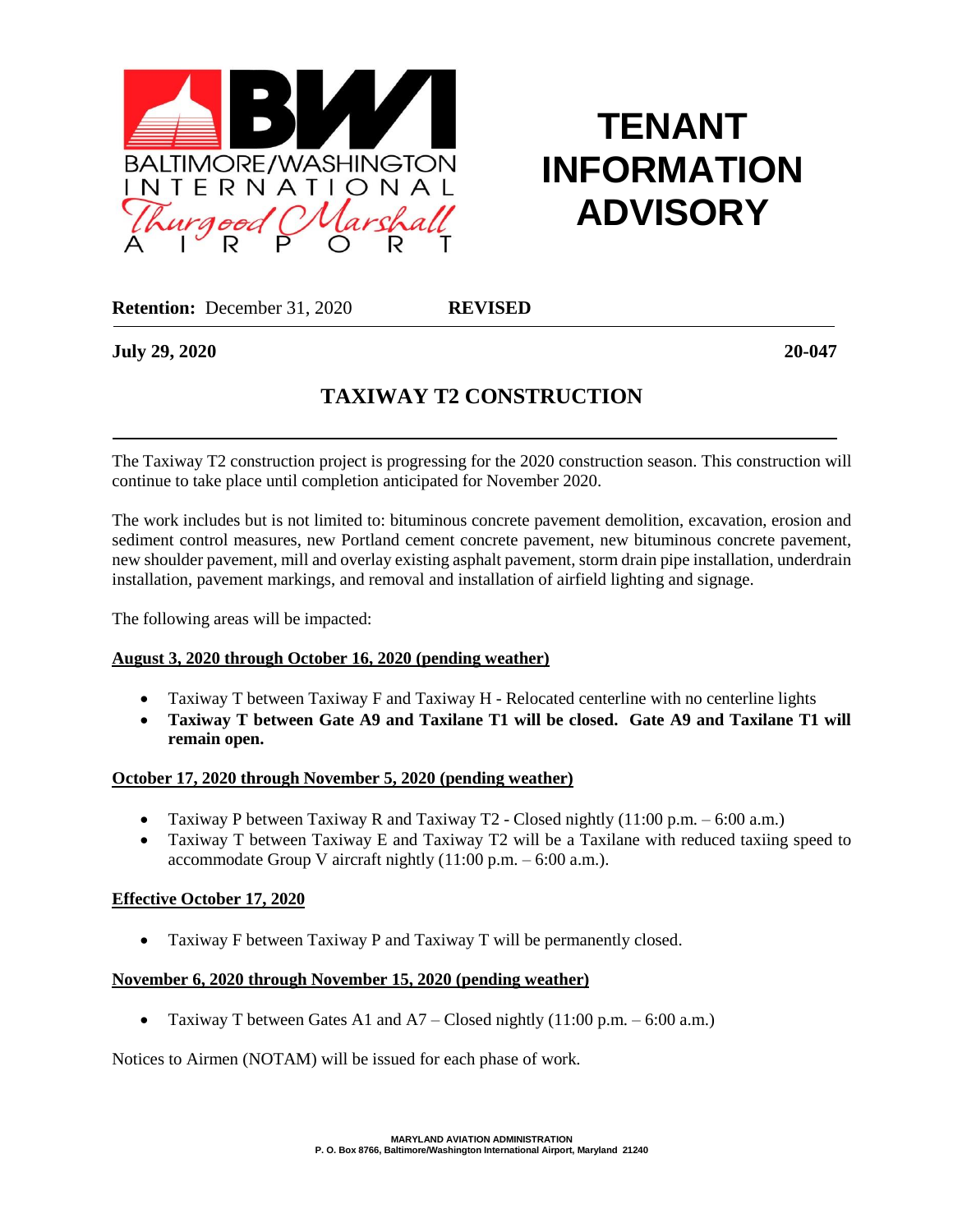# TENANT INFORMATION ADVISORY

**Retention:** December 31, 2020 **REVISED**

**July 29, 2020** **20-047**

## TAXIWAY T2 CONSTRUCTION

The Taxiway T2 construction project is progressing for the 2020 construction season. This construction will continue to take place until completion anticipated for November 2020.

The work includes but is not limited to: bituminous concrete pavement demolition, excavation, erosion and sediment control measures, new Portland cement concrete pavement, new bituminous concrete pavement, new shoulder pavement, mill and overlay existing asphalt pavement, storm drain pipe installation, underdrain installation, pavement markings, and removal and installation of airfield lighting and signage.

The following areas will be impacted:

**August 3, 2020 through October 16, 2020 (pending weather)**

- Taxiway T between Taxiway F and Taxiway H - Relocated centerline with no centerline lights
- **Taxiway T between Gate A9 and Taxilane T1 will be closed. Gate A9 and Taxilane T1 will remain open.**

**October 17, 2020 through November 5, 2020 (pending weather)**

- Taxiway P between Taxiway R and Taxiway T2 - Closed nightly (11:00 p.m. – 6:00 a.m.)
- Taxiway T between Taxiway E and Taxiway T2 will be a Taxilane with reduced taxiing speed to accommodate Group V aircraft nightly (11:00 p.m. – 6:00 a.m.).

**Effective October 17, 2020**

- Taxiway F between Taxiway P and Taxiway T will be permanently closed.

**November 6, 2020 through November 15, 2020 (pending weather)**

- Taxiway T between Gates A1 and A7 – Closed nightly (11:00 p.m. – 6:00 a.m.)

Notices to Airmen (NOTAM) will be issued for each phase of work.

MARYLAND AVIATION ADMINISTRATION
P. O. Box 8766, Baltimore/Washington International Airport, Maryland 21240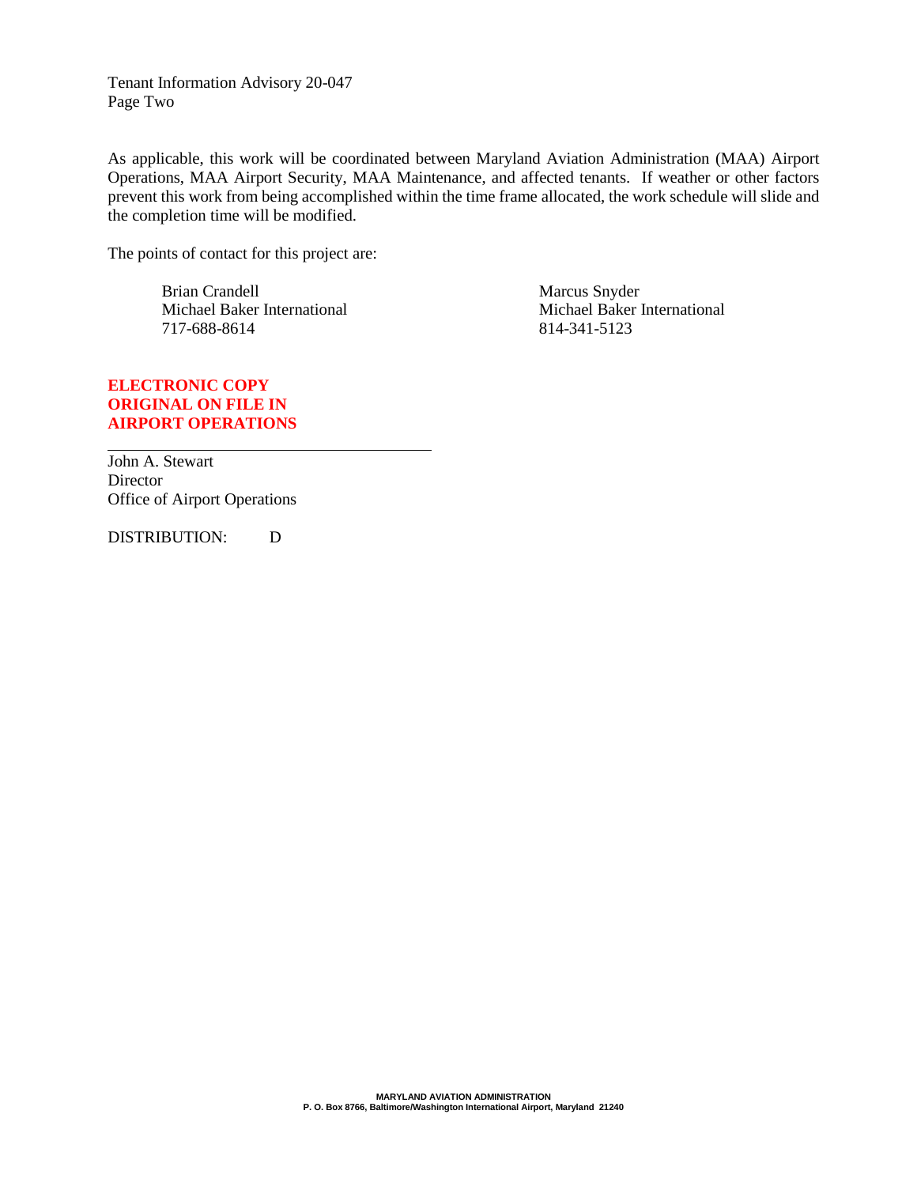As applicable, this work will be coordinated between Maryland Aviation Administration (MAA) Airport Operations, MAA Airport Security, MAA Maintenance, and affected tenants. If weather or other factors prevent this work from being accomplished within the time frame allocated, the work schedule will slide and the completion time will be modified.

The points of contact for this project are:

Brian Crandell
Michael Baker International
717-688-8614

Marcus Snyder
Michael Baker International
814-341-5123

**ELECTRONIC COPY**
**ORIGINAL ON FILE IN**
**AIRPORT OPERATIONS**

John A. Stewart
Director
Office of Airport Operations

DISTRIBUTION: D

MARYLAND AVIATION ADMINISTRATION
P. O. Box 8766, Baltimore/Washington International Airport, Maryland 21240